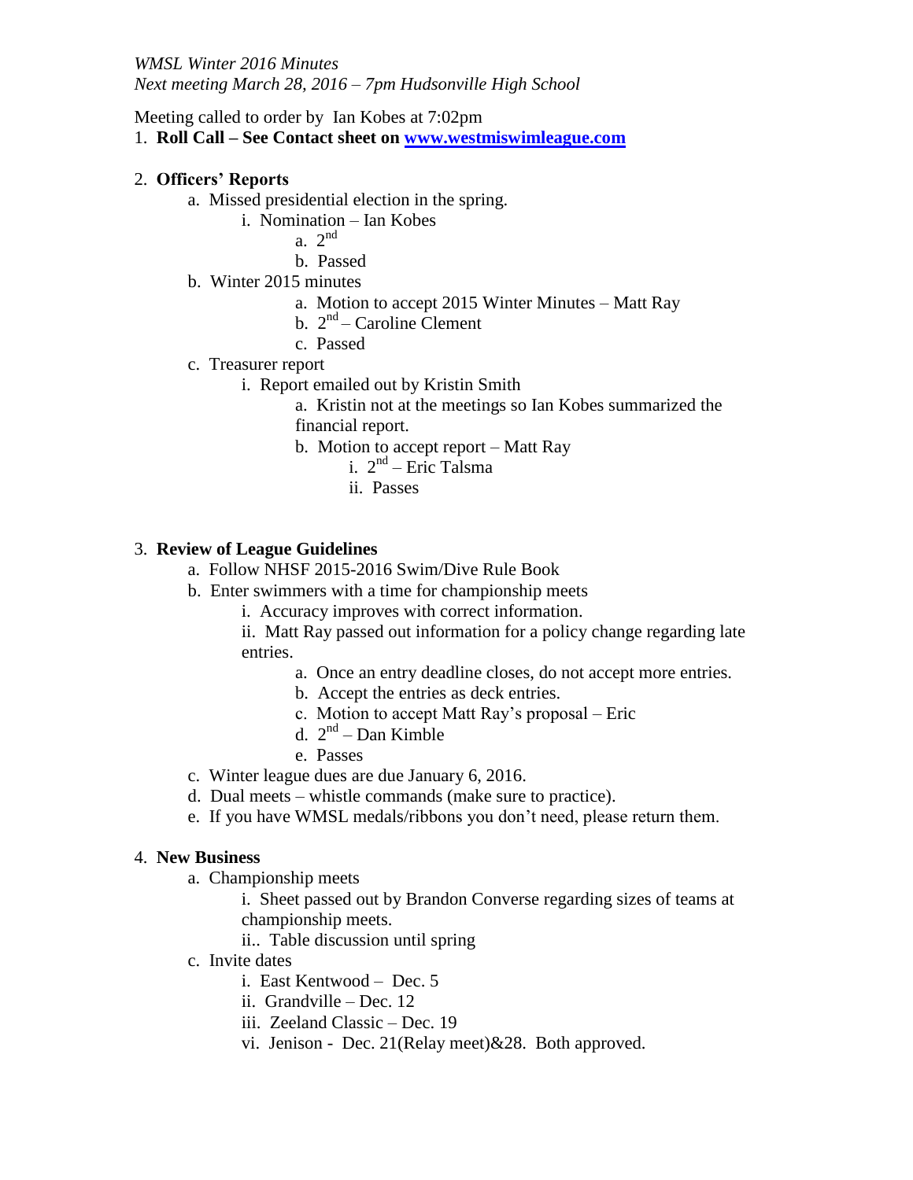*WMSL Winter 2016 Minutes*
*Next meeting March 28, 2016 – 7pm Hudsonville High School*

Meeting called to order by Ian Kobes at 7:02pm

1. **Roll Call – See Contact sheet on [www.westmiswimleague.com](http://www.westmiswimleague.com)**

2. **Officers' Reports**
   a. Missed presidential election in the spring.
      i. Nomination – Ian Kobes
         a. 2nd
         b. Passed
   b. Winter 2015 minutes
      a. Motion to accept 2015 Winter Minutes – Matt Ray
      b. 2nd – Caroline Clement
      c. Passed
   c. Treasurer report
      i. Report emailed out by Kristin Smith
         a. Kristin not at the meetings so Ian Kobes summarized the financial report.
         b. Motion to accept report – Matt Ray
            i. 2nd – Eric Talsma
            ii. Passes

3. **Review of League Guidelines**
   a. Follow NHSF 2015-2016 Swim/Dive Rule Book
   b. Enter swimmers with a time for championship meets
      i. Accuracy improves with correct information.
      ii. Matt Ray passed out information for a policy change regarding late entries.
         a. Once an entry deadline closes, do not accept more entries.
         b. Accept the entries as deck entries.
         c. Motion to accept Matt Ray's proposal – Eric
         d. 2nd – Dan Kimble
         e. Passes
   c. Winter league dues are due January 6, 2016.
   d. Dual meets – whistle commands (make sure to practice).
   e. If you have WMSL medals/ribbons you don't need, please return them.

4. **New Business**
   a. Championship meets
      i. Sheet passed out by Brandon Converse regarding sizes of teams at championship meets.
      ii.. Table discussion until spring
   c. Invite dates
      i. East Kentwood – Dec. 5
      ii. Grandville – Dec. 12
      iii. Zeeland Classic – Dec. 19
      vi. Jenison - Dec. 21(Relay meet)&28. Both approved.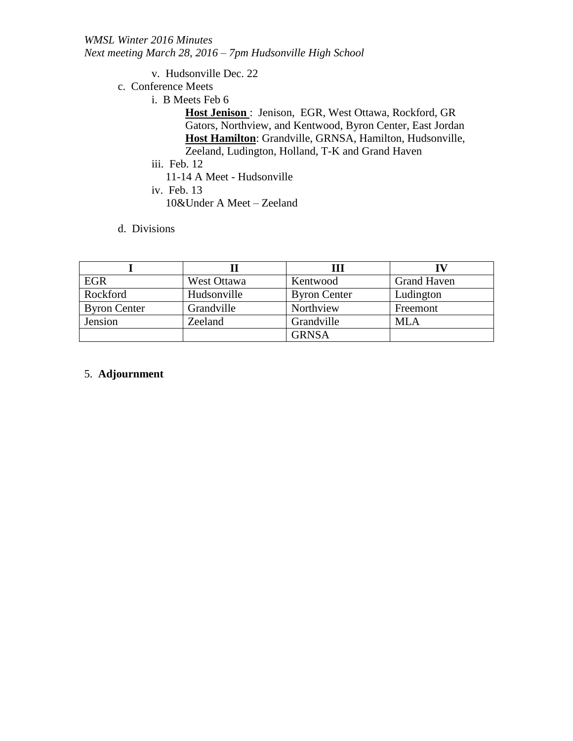v. Hudsonville Dec. 22

c. Conference Meets

i. B Meets Feb 6

**Host Jenison** : Jenison, EGR, West Ottawa, Rockford, GR Gators, Northview, and Kentwood, Byron Center, East Jordan

**Host Hamilton**: Grandville, GRNSA, Hamilton, Hudsonville, Zeeland, Ludington, Holland, T-K and Grand Haven

iii. Feb. 12

11-14 A Meet - Hudsonville

iv. Feb. 13

10&Under A Meet – Zeeland

d. Divisions

| I | II | III | IV |
|---|---|---|---|
| EGR | West Ottawa | Kentwood | Grand Haven |
| Rockford | Hudsonville | Byron Center | Ludington |
| Byron Center | Grandville | Northview | Freemont |
| Jension | Zeeland | Grandville | MLA |
| | | GRNSA | |

5. **Adjournment**